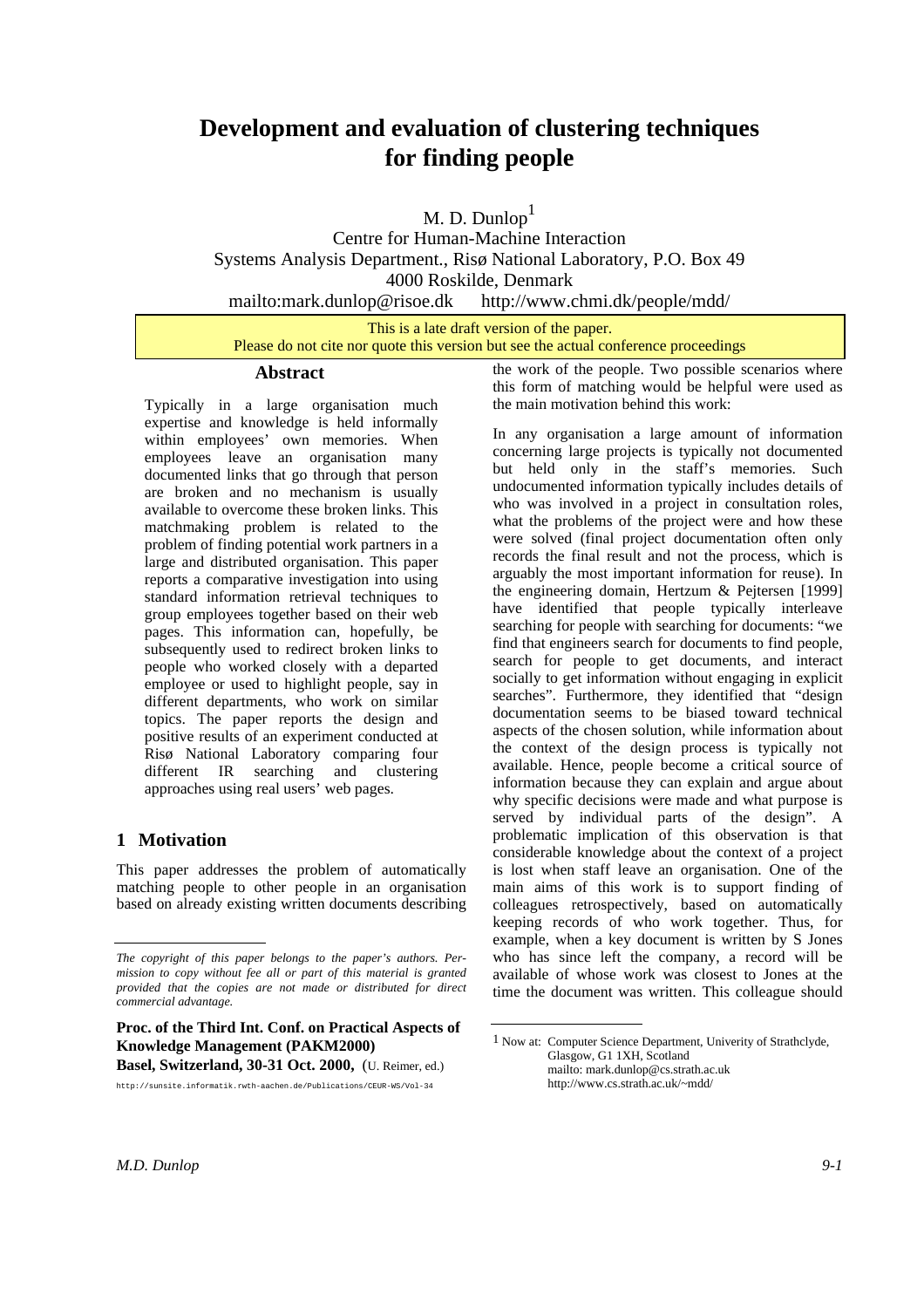# Development and evaluation of clustering techniques for finding people

M. D. Dunlop[1]

Centre for Human-Machine Interaction
Systems Analysis Department., Risø National Laboratory, P.O. Box 49
4000 Roskilde, Denmark
mailto:mark.dunlop@risoe.dk http://www.chmi.dk/people/mdd/

This is a late draft version of the paper.
Please do not cite nor quote this version but see the actual conference proceedings

## Abstract

Typically in a large organisation much expertise and knowledge is held informally within employees' own memories. When employees leave an organisation many documented links that go through that person are broken and no mechanism is usually available to overcome these broken links. This matchmaking problem is related to the problem of finding potential work partners in a large and distributed organisation. This paper reports a comparative investigation into using standard information retrieval techniques to group employees together based on their web pages. This information can, hopefully, be subsequently used to redirect broken links to people who worked closely with a departed employee or used to highlight people, say in different departments, who work on similar topics. The paper reports the design and positive results of an experiment conducted at Risø National Laboratory comparing four different IR searching and clustering approaches using real users' web pages.

## 1 Motivation

This paper addresses the problem of automatically matching people to other people in an organisation based on already existing written documents describing the work of the people. Two possible scenarios where this form of matching would be helpful were used as the main motivation behind this work:

In any organisation a large amount of information concerning large projects is typically not documented but held only in the staff's memories. Such undocumented information typically includes details of who was involved in a project in consultation roles, what the problems of the project were and how these were solved (final project documentation often only records the final result and not the process, which is arguably the most important information for reuse). In the engineering domain, Hertzum & Pejtersen [1999] have identified that people typically interleave searching for people with searching for documents: "we find that engineers search for documents to find people, search for people to get documents, and interact socially to get information without engaging in explicit searches". Furthermore, they identified that "design documentation seems to be biased toward technical aspects of the chosen solution, while information about the context of the design process is typically not available. Hence, people become a critical source of information because they can explain and argue about why specific decisions were made and what purpose is served by individual parts of the design". A problematic implication of this observation is that considerable knowledge about the context of a project is lost when staff leave an organisation. One of the main aims of this work is to support finding of colleagues retrospectively, based on automatically keeping records of who work together. Thus, for example, when a key document is written by S Jones who has since left the company, a record will be available of whose work was closest to Jones at the time the document was written. This colleague should

---

*The copyright of this paper belongs to the paper's authors. Permission to copy without fee all or part of this material is granted provided that the copies are not made or distributed for direct commercial advantage.*

**Proc. of the Third Int. Conf. on Practical Aspects of Knowledge Management (PAKM2000)**
**Basel, Switzerland, 30-31 Oct. 2000,** (U. Reimer, ed.)

http://sunsite.informatik.rwth-aachen.de/Publications/CEUR-WS/Vol-34

[1] Now at: Computer Science Department, Univerity of Strathclyde, Glasgow, G1 1XH, Scotland
mailto: mark.dunlop@cs.strath.ac.uk
http://www.cs.strath.ac.uk/~mdd/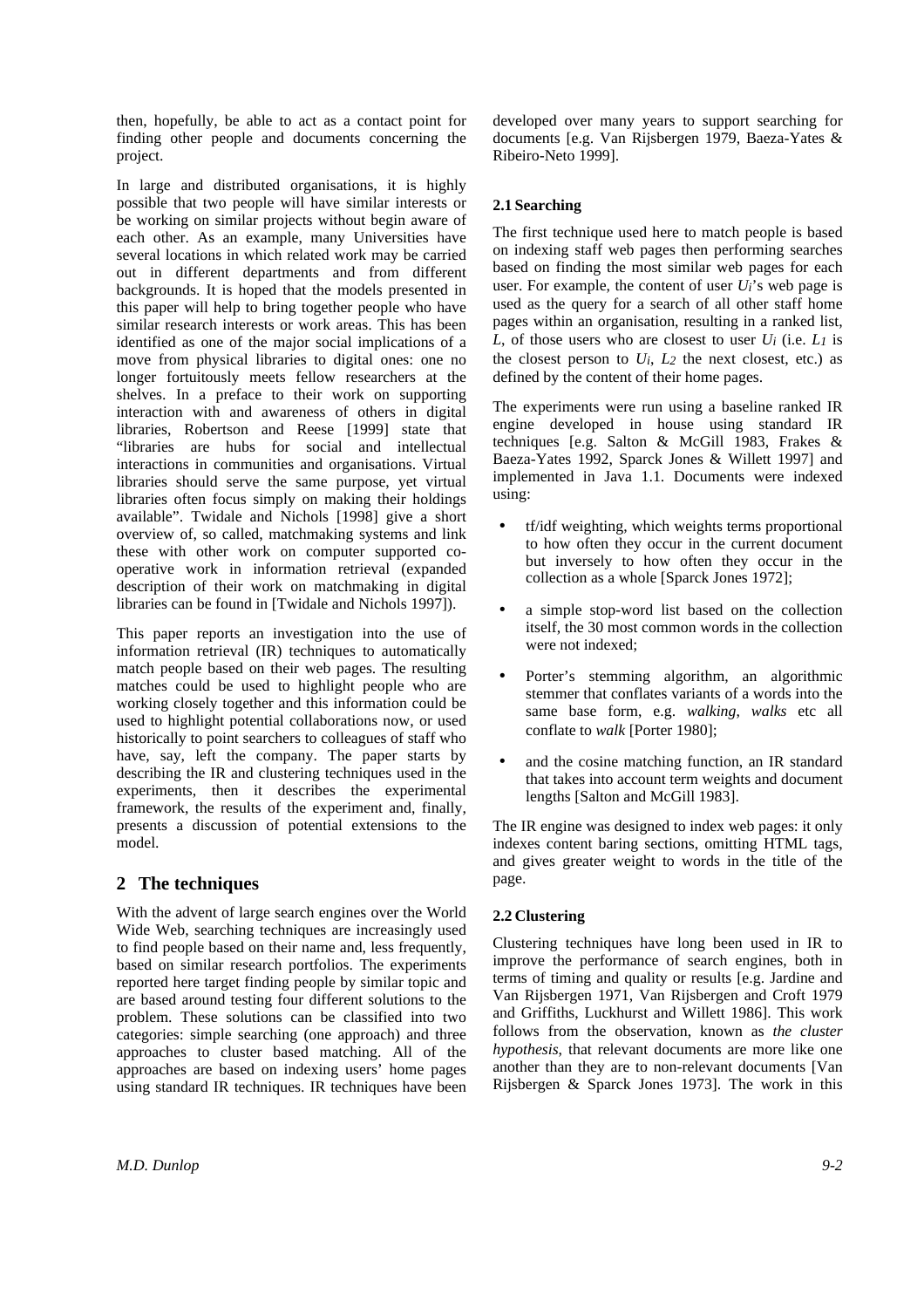then, hopefully, be able to act as a contact point for finding other people and documents concerning the project.

In large and distributed organisations, it is highly possible that two people will have similar interests or be working on similar projects without begin aware of each other. As an example, many Universities have several locations in which related work may be carried out in different departments and from different backgrounds. It is hoped that the models presented in this paper will help to bring together people who have similar research interests or work areas. This has been identified as one of the major social implications of a move from physical libraries to digital ones: one no longer fortuitously meets fellow researchers at the shelves. In a preface to their work on supporting interaction with and awareness of others in digital libraries, Robertson and Reese [1999] state that "libraries are hubs for social and intellectual interactions in communities and organisations. Virtual libraries should serve the same purpose, yet virtual libraries often focus simply on making their holdings available". Twidale and Nichols [1998] give a short overview of, so called, matchmaking systems and link these with other work on computer supported co-operative work in information retrieval (expanded description of their work on matchmaking in digital libraries can be found in [Twidale and Nichols 1997]).

This paper reports an investigation into the use of information retrieval (IR) techniques to automatically match people based on their web pages. The resulting matches could be used to highlight people who are working closely together and this information could be used to highlight potential collaborations now, or used historically to point searchers to colleagues of staff who have, say, left the company. The paper starts by describing the IR and clustering techniques used in the experiments, then it describes the experimental framework, the results of the experiment and, finally, presents a discussion of potential extensions to the model.

## 2 The techniques

With the advent of large search engines over the World Wide Web, searching techniques are increasingly used to find people based on their name and, less frequently, based on similar research portfolios. The experiments reported here target finding people by similar topic and are based around testing four different solutions to the problem. These solutions can be classified into two categories: simple searching (one approach) and three approaches to cluster based matching. All of the approaches are based on indexing users' home pages using standard IR techniques. IR techniques have been developed over many years to support searching for documents [e.g. Van Rijsbergen 1979, Baeza-Yates & Ribeiro-Neto 1999].

### 2.1 Searching

The first technique used here to match people is based on indexing staff web pages then performing searches based on finding the most similar web pages for each user. For example, the content of user $U_i$'s web page is used as the query for a search of all other staff home pages within an organisation, resulting in a ranked list, $L$, of those users who are closest to user $U_i$ (i.e. $L_1$ is the closest person to $U_i$, $L_2$ the next closest, etc.) as defined by the content of their home pages.

The experiments were run using a baseline ranked IR engine developed in house using standard IR techniques [e.g. Salton & McGill 1983, Frakes & Baeza-Yates 1992, Sparck Jones & Willett 1997] and implemented in Java 1.1. Documents were indexed using:

- tf/idf weighting, which weights terms proportional to how often they occur in the current document but inversely to how often they occur in the collection as a whole [Sparck Jones 1972];
- a simple stop-word list based on the collection itself, the 30 most common words in the collection were not indexed;
- Porter's stemming algorithm, an algorithmic stemmer that conflates variants of a words into the same base form, e.g. *walking*, *walks* etc all conflate to *walk* [Porter 1980];
- and the cosine matching function, an IR standard that takes into account term weights and document lengths [Salton and McGill 1983].

The IR engine was designed to index web pages: it only indexes content baring sections, omitting HTML tags, and gives greater weight to words in the title of the page.

### 2.2 Clustering

Clustering techniques have long been used in IR to improve the performance of search engines, both in terms of timing and quality or results [e.g. Jardine and Van Rijsbergen 1971, Van Rijsbergen and Croft 1979 and Griffiths, Luckhurst and Willett 1986]. This work follows from the observation, known as *the cluster hypothesis*, that relevant documents are more like one another than they are to non-relevant documents [Van Rijsbergen & Sparck Jones 1973]. The work in this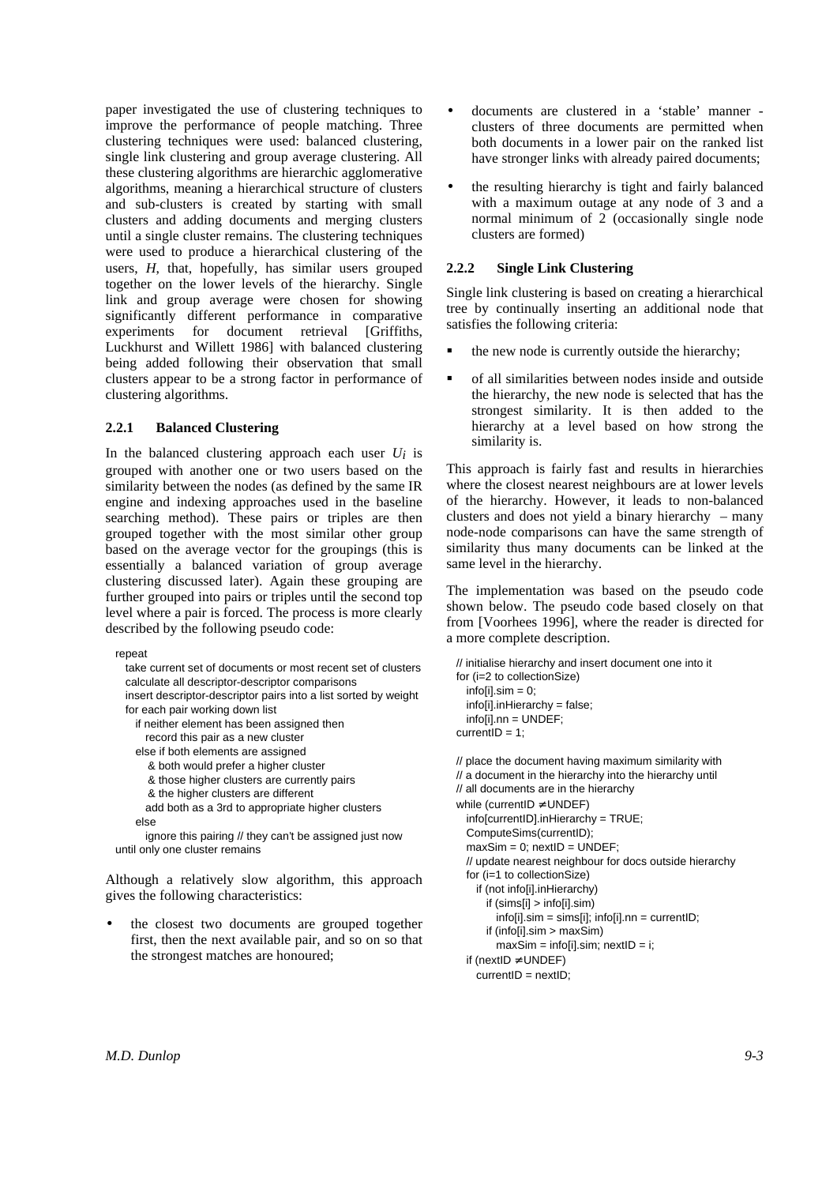paper investigated the use of clustering techniques to improve the performance of people matching. Three clustering techniques were used: balanced clustering, single link clustering and group average clustering. All these clustering algorithms are hierarchic agglomerative algorithms, meaning a hierarchical structure of clusters and sub-clusters is created by starting with small clusters and adding documents and merging clusters until a single cluster remains. The clustering techniques were used to produce a hierarchical clustering of the users, *H*, that, hopefully, has similar users grouped together on the lower levels of the hierarchy. Single link and group average were chosen for showing significantly different performance in comparative experiments for document retrieval [Griffiths, Luckhurst and Willett 1986] with balanced clustering being added following their observation that small clusters appear to be a strong factor in performance of clustering algorithms.

### 2.2.1 Balanced Clustering

In the balanced clustering approach each user $U_i$ is grouped with another one or two users based on the similarity between the nodes (as defined by the same IR engine and indexing approaches used in the baseline searching method). These pairs or triples are then grouped together with the most similar other group based on the average vector for the groupings (this is essentially a balanced variation of group average clustering discussed later). Again these grouping are further grouped into pairs or triples until the second top level where a pair is forced. The process is more clearly described by the following pseudo code:

```
repeat
   take current set of documents or most recent set of clusters
   calculate all descriptor-descriptor comparisons
   insert descriptor-descriptor pairs into a list sorted by weight
   for each pair working down list
      if neither element has been assigned then
         record this pair as a new cluster
      else if both elements are assigned
          & both would prefer a higher cluster
          & those higher clusters are currently pairs
          & the higher clusters are different
         add both as a 3rd to appropriate higher clusters
      else
         ignore this pairing // they can't be assigned just now
until only one cluster remains
```

Although a relatively slow algorithm, this approach gives the following characteristics:

- the closest two documents are grouped together first, then the next available pair, and so on so that the strongest matches are honoured;
- documents are clustered in a 'stable' manner - clusters of three documents are permitted when both documents in a lower pair on the ranked list have stronger links with already paired documents;
- the resulting hierarchy is tight and fairly balanced with a maximum outage at any node of 3 and a normal minimum of 2 (occasionally single node clusters are formed)

### 2.2.2 Single Link Clustering

Single link clustering is based on creating a hierarchical tree by continually inserting an additional node that satisfies the following criteria:

- the new node is currently outside the hierarchy;
- of all similarities between nodes inside and outside the hierarchy, the new node is selected that has the strongest similarity. It is then added to the hierarchy at a level based on how strong the similarity is.

This approach is fairly fast and results in hierarchies where the closest nearest neighbours are at lower levels of the hierarchy. However, it leads to non-balanced clusters and does not yield a binary hierarchy – many node-node comparisons can have the same strength of similarity thus many documents can be linked at the same level in the hierarchy.

The implementation was based on the pseudo code shown below. The pseudo code based closely on that from [Voorhees 1996], where the reader is directed for a more complete description.

```
// initialise hierarchy and insert document one into it
for (i=2 to collectionSize)
   info[i].sim = 0;
   info[i].inHierarchy = false;
   info[i].nn = UNDEF;
currentID = 1;

// place the document having maximum similarity with
// a document in the hierarchy into the hierarchy until
// all documents are in the hierarchy
while (currentID ≠ UNDEF)
   info[currentID].inHierarchy = TRUE;
   ComputeSims(currentID);
   maxSim = 0; nextID = UNDEF;
   // update nearest neighbour for docs outside hierarchy
   for (i=1 to collectionSize)
      if (not info[i].inHierarchy)
         if (sims[i] > info[i].sim)
            info[i].sim = sims[i]; info[i].nn = currentID;
         if (info[i].sim > maxSim)
            maxSim = info[i].sim; nextID = i;
   if (nextID ≠ UNDEF)
      currentID = nextID;
```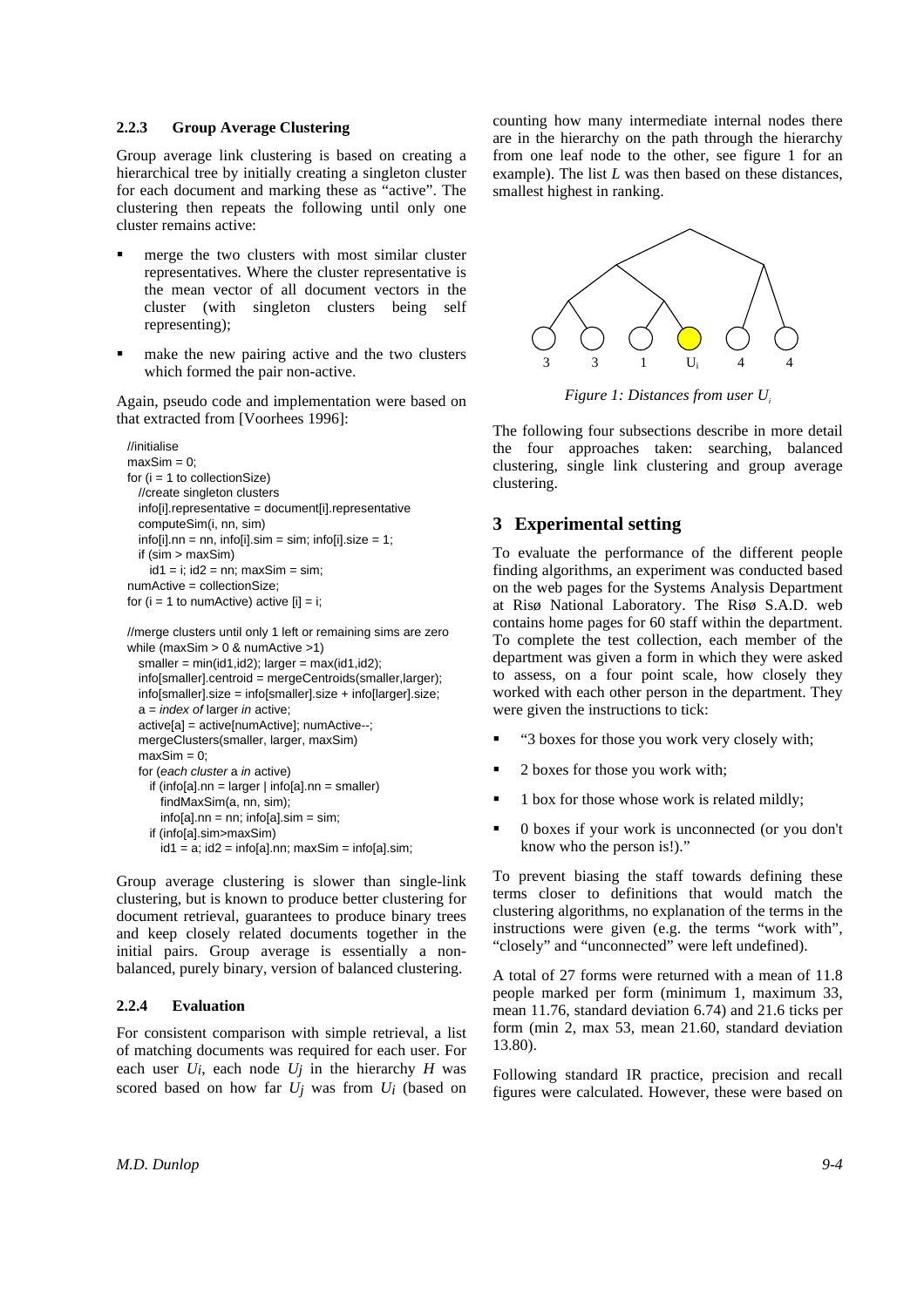### 2.2.3 Group Average Clustering

Group average link clustering is based on creating a hierarchical tree by initially creating a singleton cluster for each document and marking these as "active". The clustering then repeats the following until only one cluster remains active:

- merge the two clusters with most similar cluster representatives. Where the cluster representative is the mean vector of all document vectors in the cluster (with singleton clusters being self representing);
- make the new pairing active and the two clusters which formed the pair non-active.

Again, pseudo code and implementation were based on that extracted from [Voorhees 1996]:

```
//initialise
maxSim = 0;
for (i = 1 to collectionSize)
   //create singleton clusters
   info[i].representative = document[i].representative
   computeSim(i, nn, sim)
   info[i].nn = nn, info[i].sim = sim; info[i].size = 1;
   if (sim > maxSim)
      id1 = i; id2 = nn; maxSim = sim;
numActive = collectionSize;
for (i = 1 to numActive) active [i] = i;

//merge clusters until only 1 left or remaining sims are zero
while (maxSim > 0 & numActive >1)
   smaller = min(id1,id2); larger = max(id1,id2);
   info[smaller].centroid = mergeCentroids(smaller,larger);
   info[smaller].size = info[smaller].size + info[larger].size;
   a = index of larger in active;
   active[a] = active[numActive]; numActive--;
   mergeClusters(smaller, larger, maxSim)
   maxSim = 0;
   for (each cluster a in active)
      if (info[a].nn = larger | info[a].nn = smaller)
         findMaxSim(a, nn, sim);
         info[a].nn = nn; info[a].sim = sim;
      if (info[a].sim>maxSim)
         id1 = a; id2 = info[a].nn; maxSim = info[a].sim;
```

Group average clustering is slower than single-link clustering, but is known to produce better clustering for document retrieval, guarantees to produce binary trees and keep closely related documents together in the initial pairs. Group average is essentially a non-balanced, purely binary, version of balanced clustering.

### 2.2.4 Evaluation

For consistent comparison with simple retrieval, a list of matching documents was required for each user. For each user $U_i$, each node $U_j$ in the hierarchy $H$ was scored based on how far $U_j$ was from $U_i$ (based on counting how many intermediate internal nodes there are in the hierarchy on the path through the hierarchy from one leaf node to the other, see figure 1 for an example). The list $L$ was then based on these distances, smallest highest in ranking.

*Figure 1: Distances from user $U_i$*

The following four subsections describe in more detail the four approaches taken: searching, balanced clustering, single link clustering and group average clustering.

## 3 Experimental setting

To evaluate the performance of the different people finding algorithms, an experiment was conducted based on the web pages for the Systems Analysis Department at Risø National Laboratory. The Risø S.A.D. web contains home pages for 60 staff within the department. To complete the test collection, each member of the department was given a form in which they were asked to assess, on a four point scale, how closely they worked with each other person in the department. They were given the instructions to tick:

- "3 boxes for those you work very closely with;
- 2 boxes for those you work with;
- 1 box for those whose work is related mildly;
- 0 boxes if your work is unconnected (or you don't know who the person is!)."

To prevent biasing the staff towards defining these terms closer to definitions that would match the clustering algorithms, no explanation of the terms in the instructions were given (e.g. the terms "work with", "closely" and "unconnected" were left undefined).

A total of 27 forms were returned with a mean of 11.8 people marked per form (minimum 1, maximum 33, mean 11.76, standard deviation 6.74) and 21.6 ticks per form (min 2, max 53, mean 21.60, standard deviation 13.80).

Following standard IR practice, precision and recall figures were calculated. However, these were based on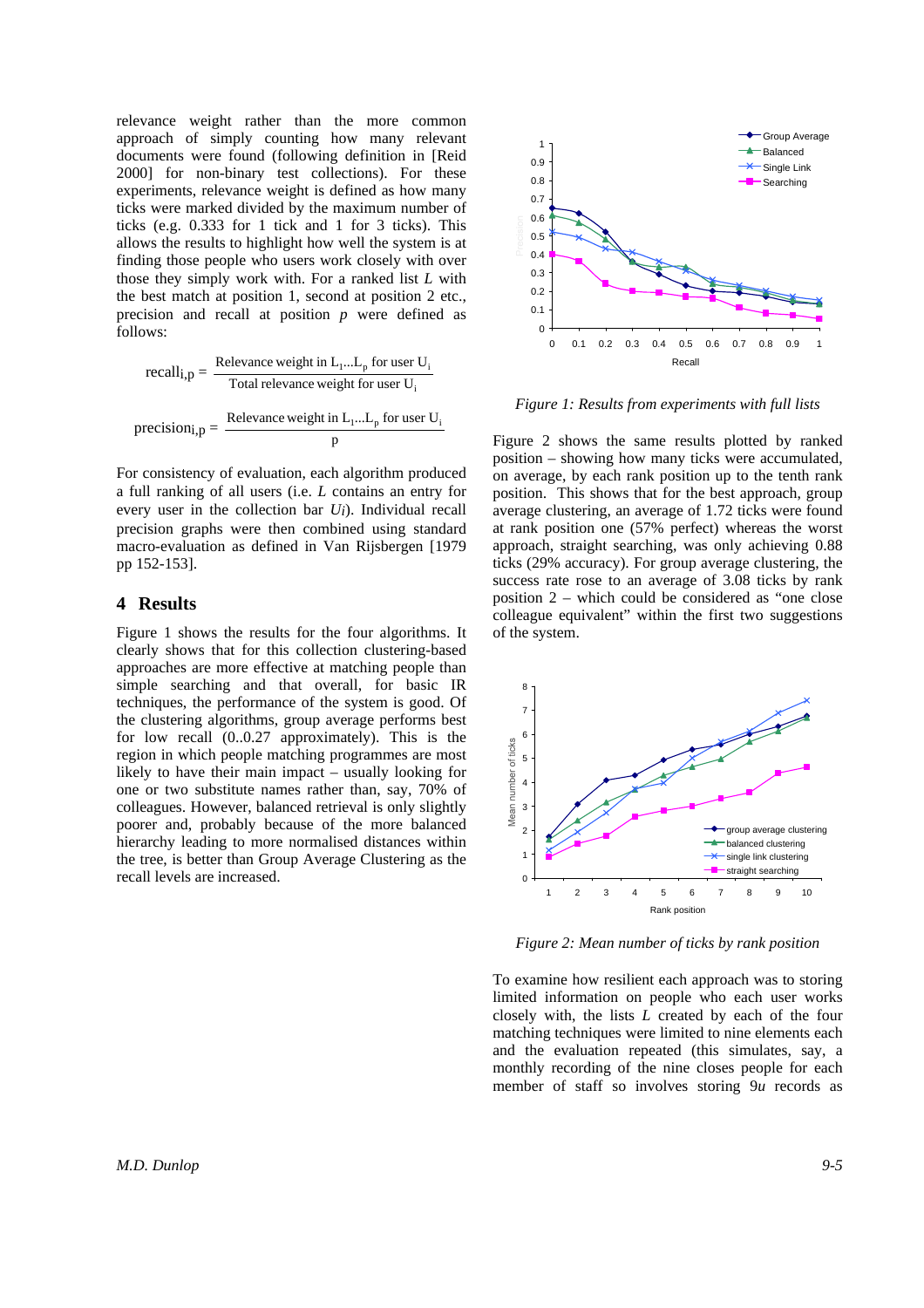relevance weight rather than the more common approach of simply counting how many relevant documents were found (following definition in [Reid 2000] for non-binary test collections). For these experiments, relevance weight is defined as how many ticks were marked divided by the maximum number of ticks (e.g. 0.333 for 1 tick and 1 for 3 ticks). This allows the results to highlight how well the system is at finding those people who users work closely with over those they simply work with. For a ranked list $L$ with the best match at position 1, second at position 2 etc., precision and recall at position $p$ were defined as follows:

$$\text{recall}_{i,p} = \frac{\text{Relevance weight in } L_1 \ldots L_p \text{ for user } U_i}{\text{Total relevance weight for user } U_i}$$

$$\text{precision}_{i,p} = \frac{\text{Relevance weight in } L_1 \ldots L_p \text{ for user } U_i}{p}$$

For consistency of evaluation, each algorithm produced a full ranking of all users (i.e. $L$ contains an entry for every user in the collection bar $U_i$). Individual recall precision graphs were then combined using standard macro-evaluation as defined in Van Rijsbergen [1979 pp 152-153].

## 4 Results

Figure 1 shows the results for the four algorithms. It clearly shows that for this collection clustering-based approaches are more effective at matching people than simple searching and that overall, for basic IR techniques, the performance of the system is good. Of the clustering algorithms, group average performs best for low recall (0..0.27 approximately). This is the region in which people matching programmes are most likely to have their main impact – usually looking for one or two substitute names rather than, say, 70% of colleagues. However, balanced retrieval is only slightly poorer and, probably because of the more balanced hierarchy leading to more normalised distances within the tree, is better than Group Average Clustering as the recall levels are increased.

*Figure 1: Results from experiments with full lists*

Figure 2 shows the same results plotted by ranked position – showing how many ticks were accumulated, on average, by each rank position up to the tenth rank position. This shows that for the best approach, group average clustering, an average of 1.72 ticks were found at rank position one (57% perfect) whereas the worst approach, straight searching, was only achieving 0.88 ticks (29% accuracy). For group average clustering, the success rate rose to an average of 3.08 ticks by rank position 2 – which could be considered as "one close colleague equivalent" within the first two suggestions of the system.

*Figure 2: Mean number of ticks by rank position*

To examine how resilient each approach was to storing limited information on people who each user works closely with, the lists $L$ created by each of the four matching techniques were limited to nine elements each and the evaluation repeated (this simulates, say, a monthly recording of the nine closes people for each member of staff so involves storing $9u$ records as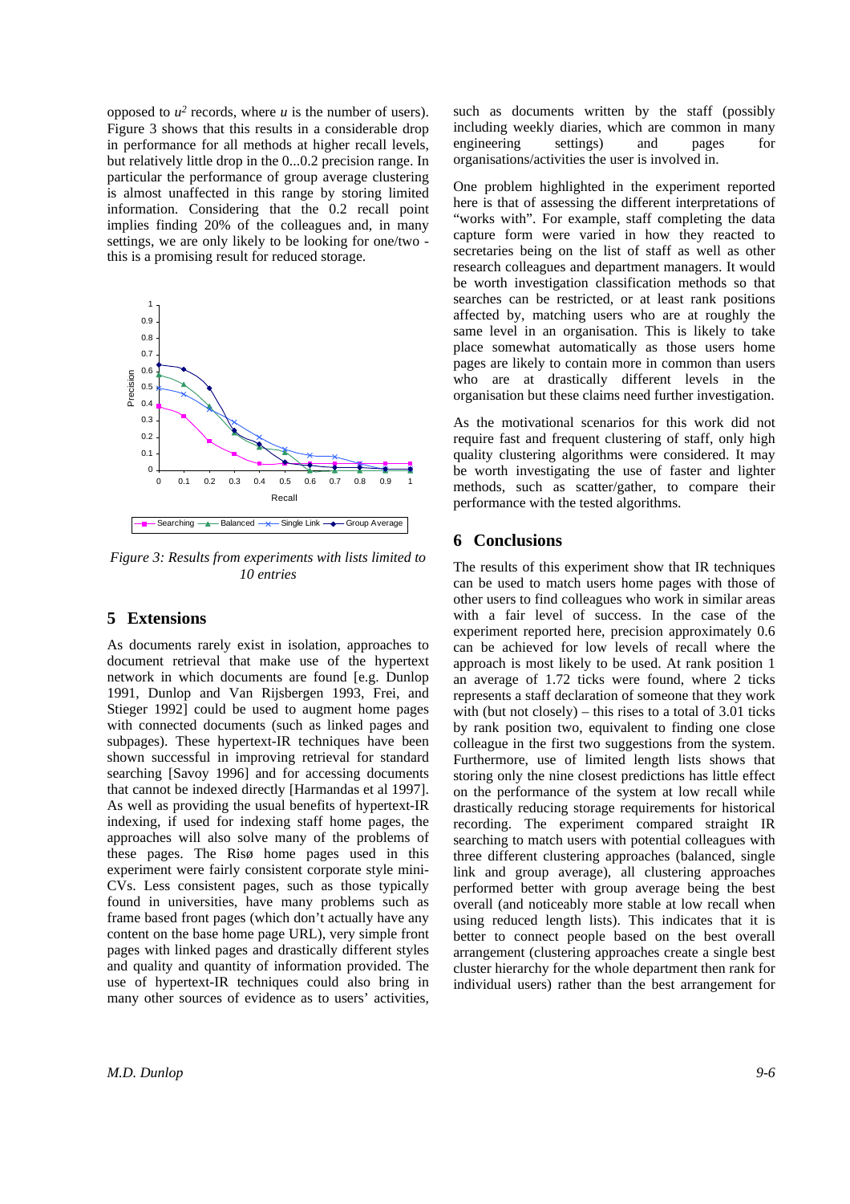opposed to $u^2$ records, where $u$ is the number of users). Figure 3 shows that this results in a considerable drop in performance for all methods at higher recall levels, but relatively little drop in the 0...0.2 precision range. In particular the performance of group average clustering is almost unaffected in this range by storing limited information. Considering that the 0.2 recall point implies finding 20% of the colleagues and, in many settings, we are only likely to be looking for one/two - this is a promising result for reduced storage.

*Figure 3: Results from experiments with lists limited to 10 entries*

## 5 Extensions

As documents rarely exist in isolation, approaches to document retrieval that make use of the hypertext network in which documents are found [e.g. Dunlop 1991, Dunlop and Van Rijsbergen 1993, Frei, and Stieger 1992] could be used to augment home pages with connected documents (such as linked pages and subpages). These hypertext-IR techniques have been shown successful in improving retrieval for standard searching [Savoy 1996] and for accessing documents that cannot be indexed directly [Harmandas et al 1997]. As well as providing the usual benefits of hypertext-IR indexing, if used for indexing staff home pages, the approaches will also solve many of the problems of these pages. The Risø home pages used in this experiment were fairly consistent corporate style mini-CVs. Less consistent pages, such as those typically found in universities, have many problems such as frame based front pages (which don't actually have any content on the base home page URL), very simple front pages with linked pages and drastically different styles and quality and quantity of information provided. The use of hypertext-IR techniques could also bring in many other sources of evidence as to users' activities, such as documents written by the staff (possibly including weekly diaries, which are common in many engineering settings) and pages for organisations/activities the user is involved in.

One problem highlighted in the experiment reported here is that of assessing the different interpretations of "works with". For example, staff completing the data capture form were varied in how they reacted to secretaries being on the list of staff as well as other research colleagues and department managers. It would be worth investigation classification methods so that searches can be restricted, or at least rank positions affected by, matching users who are at roughly the same level in an organisation. This is likely to take place somewhat automatically as those users home pages are likely to contain more in common than users who are at drastically different levels in the organisation but these claims need further investigation.

As the motivational scenarios for this work did not require fast and frequent clustering of staff, only high quality clustering algorithms were considered. It may be worth investigating the use of faster and lighter methods, such as scatter/gather, to compare their performance with the tested algorithms.

## 6 Conclusions

The results of this experiment show that IR techniques can be used to match users home pages with those of other users to find colleagues who work in similar areas with a fair level of success. In the case of the experiment reported here, precision approximately 0.6 can be achieved for low levels of recall where the approach is most likely to be used. At rank position 1 an average of 1.72 ticks were found, where 2 ticks represents a staff declaration of someone that they work with (but not closely) – this rises to a total of 3.01 ticks by rank position two, equivalent to finding one close colleague in the first two suggestions from the system. Furthermore, use of limited length lists shows that storing only the nine closest predictions has little effect on the performance of the system at low recall while drastically reducing storage requirements for historical recording. The experiment compared straight IR searching to match users with potential colleagues with three different clustering approaches (balanced, single link and group average), all clustering approaches performed better with group average being the best overall (and noticeably more stable at low recall when using reduced length lists). This indicates that it is better to connect people based on the best overall arrangement (clustering approaches create a single best cluster hierarchy for the whole department then rank for individual users) rather than the best arrangement for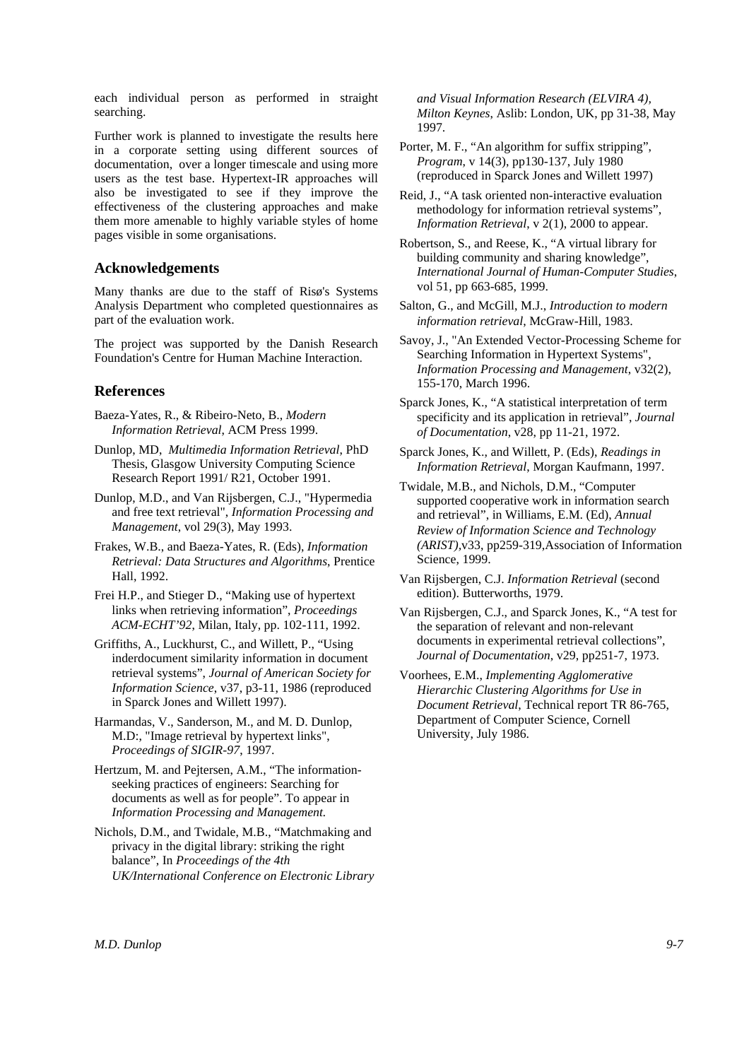each individual person as performed in straight searching.

Further work is planned to investigate the results here in a corporate setting using different sources of documentation, over a longer timescale and using more users as the test base. Hypertext-IR approaches will also be investigated to see if they improve the effectiveness of the clustering approaches and make them more amenable to highly variable styles of home pages visible in some organisations.

## Acknowledgements

Many thanks are due to the staff of Risø's Systems Analysis Department who completed questionnaires as part of the evaluation work.

The project was supported by the Danish Research Foundation's Centre for Human Machine Interaction.

## References

Baeza-Yates, R., & Ribeiro-Neto, B., *Modern Information Retrieval*, ACM Press 1999.

Dunlop, MD, *Multimedia Information Retrieval*, PhD Thesis, Glasgow University Computing Science Research Report 1991/ R21, October 1991.

Dunlop, M.D., and Van Rijsbergen, C.J., "Hypermedia and free text retrieval", *Information Processing and Management*, vol 29(3), May 1993.

Frakes, W.B., and Baeza-Yates, R. (Eds), *Information Retrieval: Data Structures and Algorithms*, Prentice Hall, 1992.

Frei H.P., and Stieger D., "Making use of hypertext links when retrieving information", *Proceedings ACM-ECHT'92*, Milan, Italy, pp. 102-111, 1992.

Griffiths, A., Luckhurst, C., and Willett, P., "Using inderdocument similarity information in document retrieval systems", *Journal of American Society for Information Science*, v37, p3-11, 1986 (reproduced in Sparck Jones and Willett 1997).

Harmandas, V., Sanderson, M., and M. D. Dunlop, M.D:, "Image retrieval by hypertext links", *Proceedings of SIGIR-97*, 1997.

Hertzum, M. and Pejtersen, A.M., "The information-seeking practices of engineers: Searching for documents as well as for people". To appear in *Information Processing and Management.*

Nichols, D.M., and Twidale, M.B., "Matchmaking and privacy in the digital library: striking the right balance", In *Proceedings of the 4th UK/International Conference on Electronic Library and Visual Information Research (ELVIRA 4), Milton Keynes*, Aslib: London, UK, pp 31-38, May 1997.

Porter, M. F., "An algorithm for suffix stripping", *Program*, v 14(3), pp130-137, July 1980 (reproduced in Sparck Jones and Willett 1997)

Reid, J., "A task oriented non-interactive evaluation methodology for information retrieval systems", *Information Retrieval*, v 2(1), 2000 to appear.

Robertson, S., and Reese, K., "A virtual library for building community and sharing knowledge", *International Journal of Human-Computer Studies*, vol 51, pp 663-685, 1999.

Salton, G., and McGill, M.J., *Introduction to modern information retrieval*, McGraw-Hill, 1983.

Savoy, J., "An Extended Vector-Processing Scheme for Searching Information in Hypertext Systems", *Information Processing and Management*, v32(2), 155-170, March 1996.

Sparck Jones, K., "A statistical interpretation of term specificity and its application in retrieval", *Journal of Documentation*, v28, pp 11-21, 1972.

Sparck Jones, K., and Willett, P. (Eds), *Readings in Information Retrieval*, Morgan Kaufmann, 1997.

Twidale, M.B., and Nichols, D.M., "Computer supported cooperative work in information search and retrieval", in Williams, E.M. (Ed), *Annual Review of Information Science and Technology (ARIST)*,v33, pp259-319,Association of Information Science, 1999.

Van Rijsbergen, C.J. *Information Retrieval* (second edition). Butterworths, 1979.

Van Rijsbergen, C.J., and Sparck Jones, K., "A test for the separation of relevant and non-relevant documents in experimental retrieval collections", *Journal of Documentation*, v29, pp251-7, 1973.

Voorhees, E.M., *Implementing Agglomerative Hierarchic Clustering Algorithms for Use in Document Retrieval*, Technical report TR 86-765, Department of Computer Science, Cornell University, July 1986.